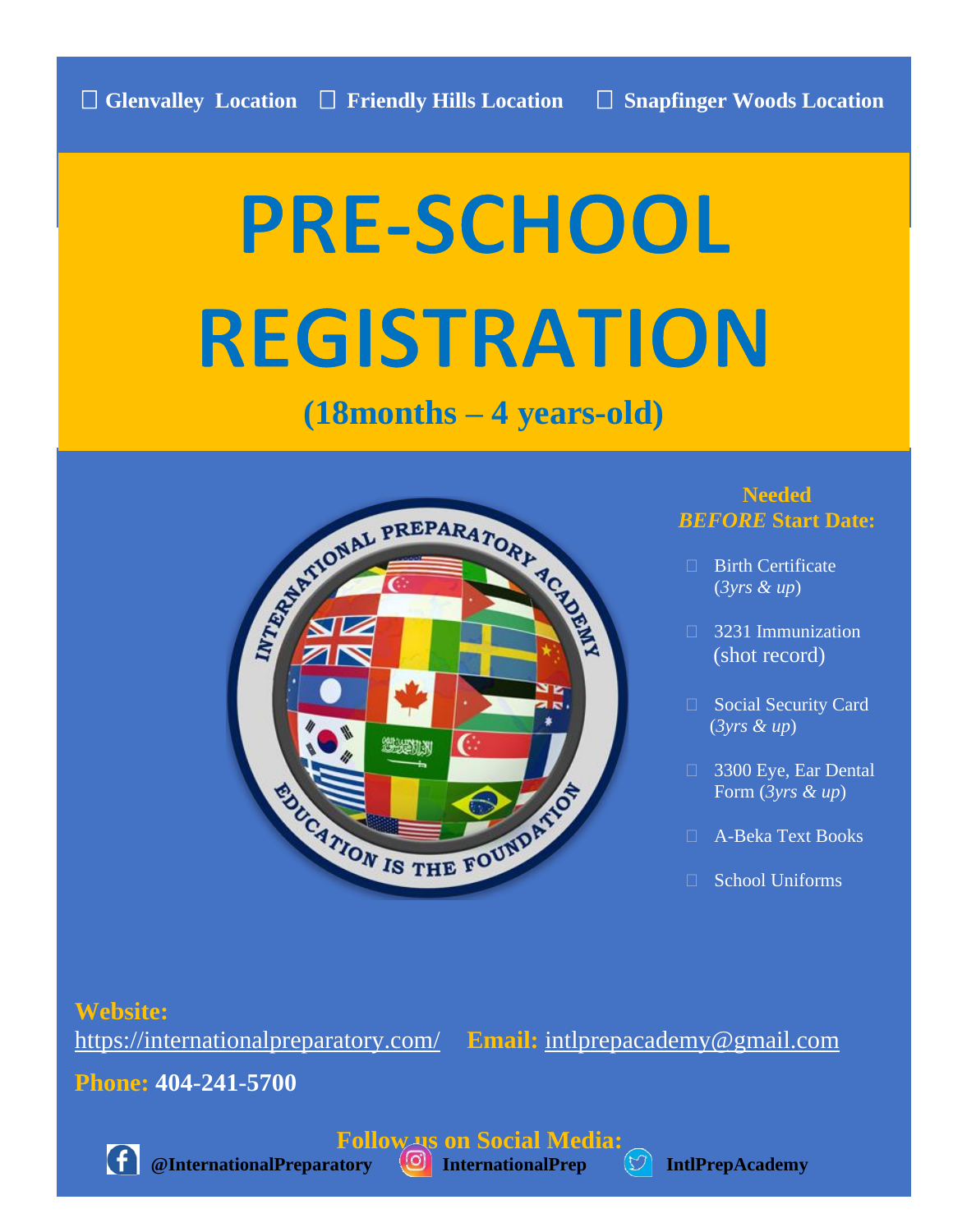☐ **Glenvalley Location** ☐ **Friendly Hills Location** ☐ **Snapfinger Woods Location**

# PRE-SCHOOL REGISTRATION

## (18months – 4 years-old)

**Needed *BEFORE* Start Date:**

- Birth Certificate (*3yrs & up*)
- 3231 Immunization (shot record)
- Social Security Card (*3yrs & up*)
- 3300 Eye, Ear Dental Form (*3yrs & up*)
- A-Beka Text Books
- School Uniforms

**Website:** https://internationalpreparatory.com/ **Email:** intlprepacademy@gmail.com

**Phone: 404-241-5700**

**Follow us on Social Media:**

**@InternationalPreparatory** **InternationalPrep** **IntlPrepAcademy**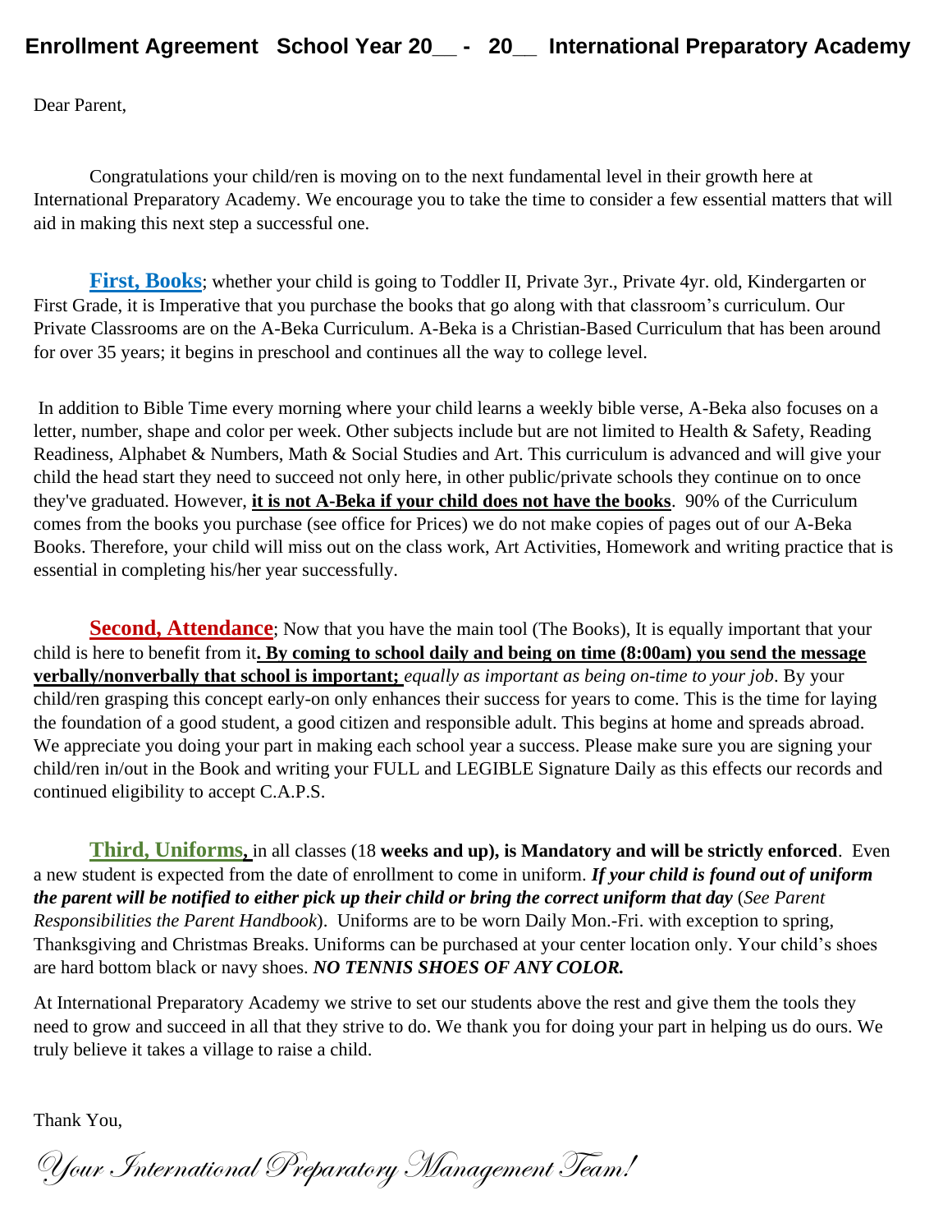# Enrollment Agreement School Year 20__ - 20__ International Preparatory Academy

Dear Parent,

Congratulations your child/ren is moving on to the next fundamental level in their growth here at International Preparatory Academy. We encourage you to take the time to consider a few essential matters that will aid in making this next step a successful one.

**First, Books**; whether your child is going to Toddler II, Private 3yr., Private 4yr. old, Kindergarten or First Grade, it is Imperative that you purchase the books that go along with that classroom's curriculum. Our Private Classrooms are on the A-Beka Curriculum. A-Beka is a Christian-Based Curriculum that has been around for over 35 years; it begins in preschool and continues all the way to college level.

In addition to Bible Time every morning where your child learns a weekly bible verse, A-Beka also focuses on a letter, number, shape and color per week. Other subjects include but are not limited to Health & Safety, Reading Readiness, Alphabet & Numbers, Math & Social Studies and Art. This curriculum is advanced and will give your child the head start they need to succeed not only here, in other public/private schools they continue on to once they've graduated. However, **it is not A-Beka if your child does not have the books**. 90% of the Curriculum comes from the books you purchase (see office for Prices) we do not make copies of pages out of our A-Beka Books. Therefore, your child will miss out on the class work, Art Activities, Homework and writing practice that is essential in completing his/her year successfully.

**Second, Attendance**; Now that you have the main tool (The Books), It is equally important that your child is here to benefit from it**. By coming to school daily and being on time (8:00am) you send the message verbally/nonverbally that school is important;** *equally as important as being on-time to your job*. By your child/ren grasping this concept early-on only enhances their success for years to come. This is the time for laying the foundation of a good student, a good citizen and responsible adult. This begins at home and spreads abroad. We appreciate you doing your part in making each school year a success. Please make sure you are signing your child/ren in/out in the Book and writing your FULL and LEGIBLE Signature Daily as this effects our records and continued eligibility to accept C.A.P.S.

**Third, Uniforms,** in all classes (18 **weeks and up), is Mandatory and will be strictly enforced**. Even a new student is expected from the date of enrollment to come in uniform. ***If your child is found out of uniform the parent will be notified to either pick up their child or bring the correct uniform that day*** (*See Parent Responsibilities the Parent Handbook*). Uniforms are to be worn Daily Mon.-Fri. with exception to spring, Thanksgiving and Christmas Breaks. Uniforms can be purchased at your center location only. Your child's shoes are hard bottom black or navy shoes. ***NO TENNIS SHOES OF ANY COLOR.***

At International Preparatory Academy we strive to set our students above the rest and give them the tools they need to grow and succeed in all that they strive to do. We thank you for doing your part in helping us do ours. We truly believe it takes a village to raise a child.

Thank You,

*Your International Preparatory Management Team!*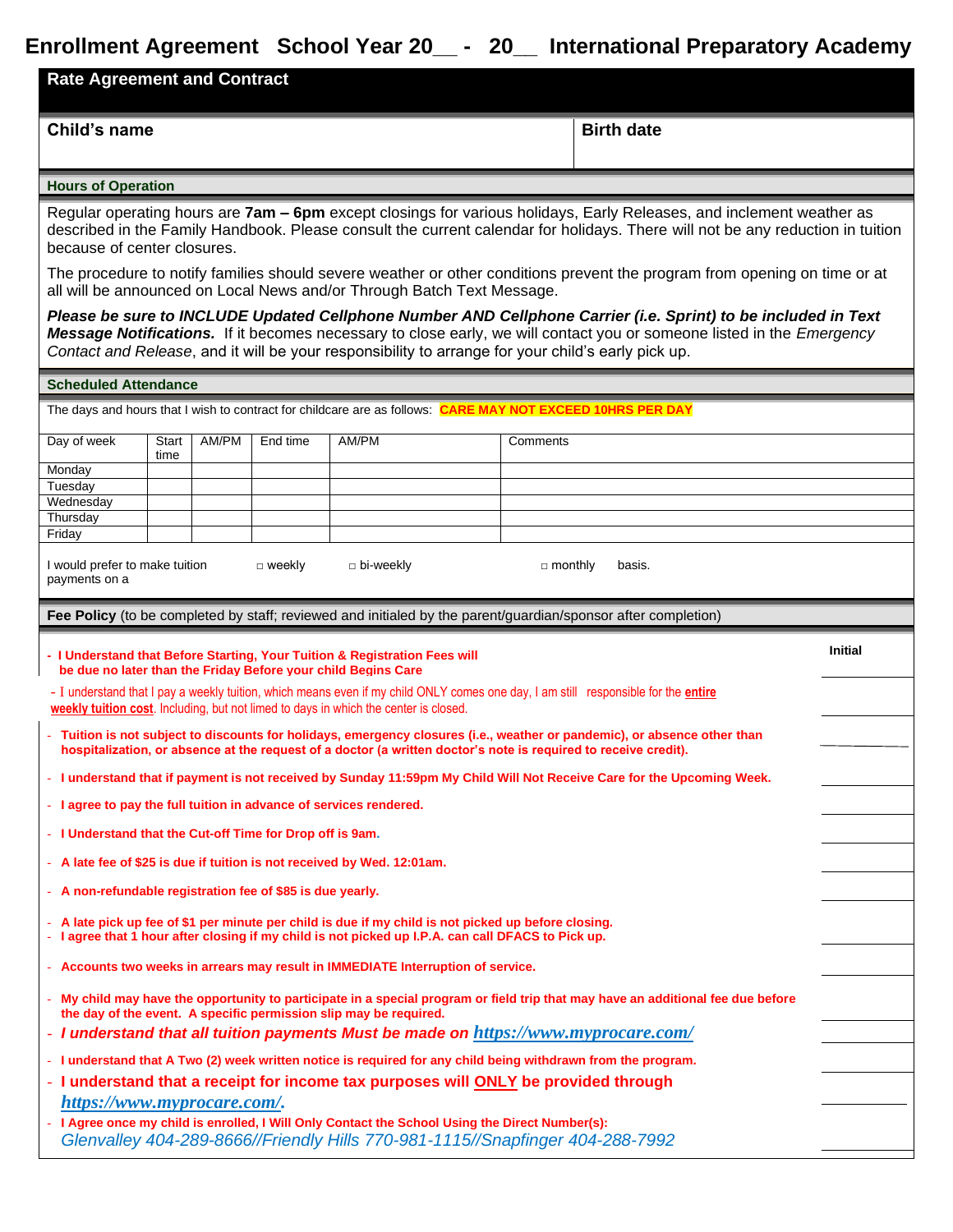# Enrollment Agreement School Year 20__ - 20__ International Preparatory Academy

## Rate Agreement and Contract

| Child's name | Birth date |
|---|---|
| | |

### Hours of Operation

Regular operating hours are **7am – 6pm** except closings for various holidays, Early Releases, and inclement weather as described in the Family Handbook. Please consult the current calendar for holidays. There will not be any reduction in tuition because of center closures.

The procedure to notify families should severe weather or other conditions prevent the program from opening on time or at all will be announced on Local News and/or Through Batch Text Message.

***Please be sure to INCLUDE Updated Cellphone Number AND Cellphone Carrier (i.e. Sprint) to be included in Text Message Notifications.*** If it becomes necessary to close early, we will contact you or someone listed in the *Emergency Contact and Release*, and it will be your responsibility to arrange for your child's early pick up.

### Scheduled Attendance

The days and hours that I wish to contract for childcare are as follows: **CARE MAY NOT EXCEED 10HRS PER DAY**

| Day of week | Start time | AM/PM | End time | AM/PM | Comments |
|---|---|---|---|---|---|
| Monday | | | | | |
| Tuesday | | | | | |
| Wednesday | | | | | |
| Thursday | | | | | |
| Friday | | | | | |

I would prefer to make tuition payments on a □ weekly □ bi-weekly □ monthly basis.

### Fee Policy (to be completed by staff; reviewed and initialed by the parent/guardian/sponsor after completion)

| | Initial |
|---|---|
| - **I Understand that Before Starting, Your Tuition & Registration Fees will be due no later than the Friday Before your child Begins Care** | |
| - I understand that I pay a weekly tuition, which means even if my child ONLY comes one day, I am still responsible for the **entire weekly tuition cost**. Including, but not limed to days in which the center is closed. | |
| - **Tuition is not subject to discounts for holidays, emergency closures (i.e., weather or pandemic), or absence other than hospitalization, or absence at the request of a doctor (a written doctor's note is required to receive credit).** | |
| - **I understand that if payment is not received by Sunday 11:59pm My Child Will Not Receive Care for the Upcoming Week.** | |
| - **I agree to pay the full tuition in advance of services rendered.** | |
| - **I Understand that the Cut-off Time for Drop off is 9am.** | |
| - **A late fee of $25 is due if tuition is not received by Wed. 12:01am.** | |
| - **A non-refundable registration fee of $85 is due yearly.** | |
| - **A late pick up fee of $1 per minute per child is due if my child is not picked up before closing.**<br>- **I agree that 1 hour after closing if my child is not picked up I.P.A. can call DFACS to Pick up.** | |
| - **Accounts two weeks in arrears may result in IMMEDIATE Interruption of service.** | |
| - **My child may have the opportunity to participate in a special program or field trip that may have an additional fee due before the day of the event. A specific permission slip may be required.** | |
| - ***I understand that all tuition payments Must be made on https://www.myprocare.com/*** | |
| - **I understand that A Two (2) week written notice is required for any child being withdrawn from the program.** | |
| - **I understand that a receipt for income tax purposes will ONLY be provided through https://www.myprocare.com/.** | |
| - **I Agree once my child is enrolled, I Will Only Contact the School Using the Direct Number(s):** *Glenvalley 404-289-8666//Friendly Hills 770-981-1115//Snapfinger 404-288-7992* | |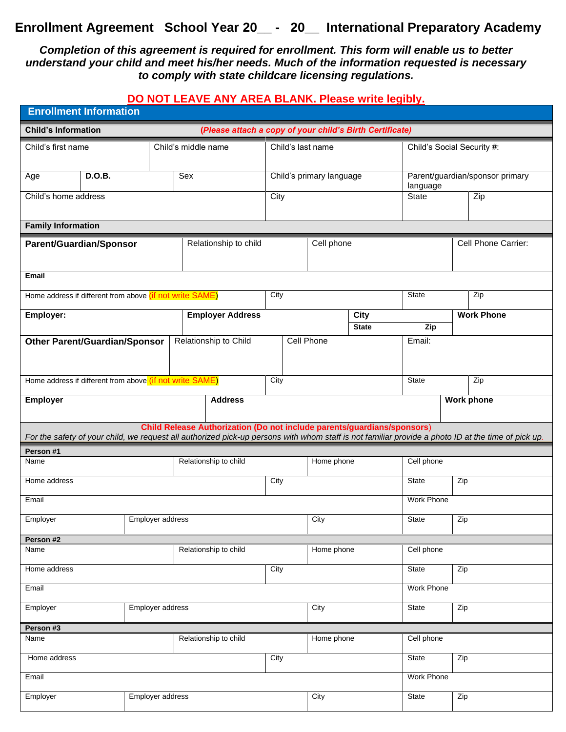# Enrollment Agreement School Year 20__ - 20__ International Preparatory Academy

***Completion of this agreement is required for enrollment. This form will enable us to better understand your child and meet his/her needs. Much of the information requested is necessary to comply with state childcare licensing regulations.***

**DO NOT LEAVE ANY AREA BLANK. Please write legibly.**

## Enrollment Information

**Child's Information** ***(Please attach a copy of your child's Birth Certificate)***

| Child's first name | Child's middle name | Child's last name | Child's Social Security #: |
|---|---|---|---|
| | | | |

| Age | D.O.B. | Sex | Child's primary language | Parent/guardian/sponsor primary language |
|---|---|---|---|---|
| | | | | |

| Child's home address | City | State | Zip |
|---|---|---|---|
| | | | |

**Family Information**

| Parent/Guardian/Sponsor | Relationship to child | Cell phone | Cell Phone Carrier: |
|---|---|---|---|
| | | | |

| Email |
|---|
| |

| Home address if different from above (if not write SAME) | City | State | Zip |
|---|---|---|---|
| | | | |

| Employer: | Employer Address | City / State / Zip | Work Phone |
|---|---|---|---|
| | | | |

| Other Parent/Guardian/Sponsor | Relationship to Child | Cell Phone | Email: |
|---|---|---|---|
| | | | |

| Home address if different from above (if not write SAME) | City | State | Zip |
|---|---|---|---|
| | | | |

| Employer | Address | Work phone |
|---|---|---|
| | | |

**Child Release Authorization (Do not include parents/guardians/sponsors)**

*For the safety of your child, we request all authorized pick-up persons with whom staff is not familiar provide a photo ID at the time of pick up.*

**Person #1**

| Name | Relationship to child | Home phone | Cell phone |
|---|---|---|---|
| | | | |

| Home address | City | State | Zip |
|---|---|---|---|
| | | | |

| Email | Work Phone |
|---|---|
| | |

| Employer | Employer address | City | State | Zip |
|---|---|---|---|---|
| | | | | |

**Person #2**

| Name | Relationship to child | Home phone | Cell phone |
|---|---|---|---|
| | | | |

| Home address | City | State | Zip |
|---|---|---|---|
| | | | |

| Email | Work Phone |
|---|---|
| | |

| Employer | Employer address | City | State | Zip |
|---|---|---|---|---|
| | | | | |

**Person #3**

| Name | Relationship to child | Home phone | Cell phone |
|---|---|---|---|
| | | | |

| Home address | City | State | Zip |
|---|---|---|---|
| | | | |

| Email | Work Phone |
|---|---|
| | |

| Employer | Employer address | City | State | Zip |
|---|---|---|---|---|
| | | | | |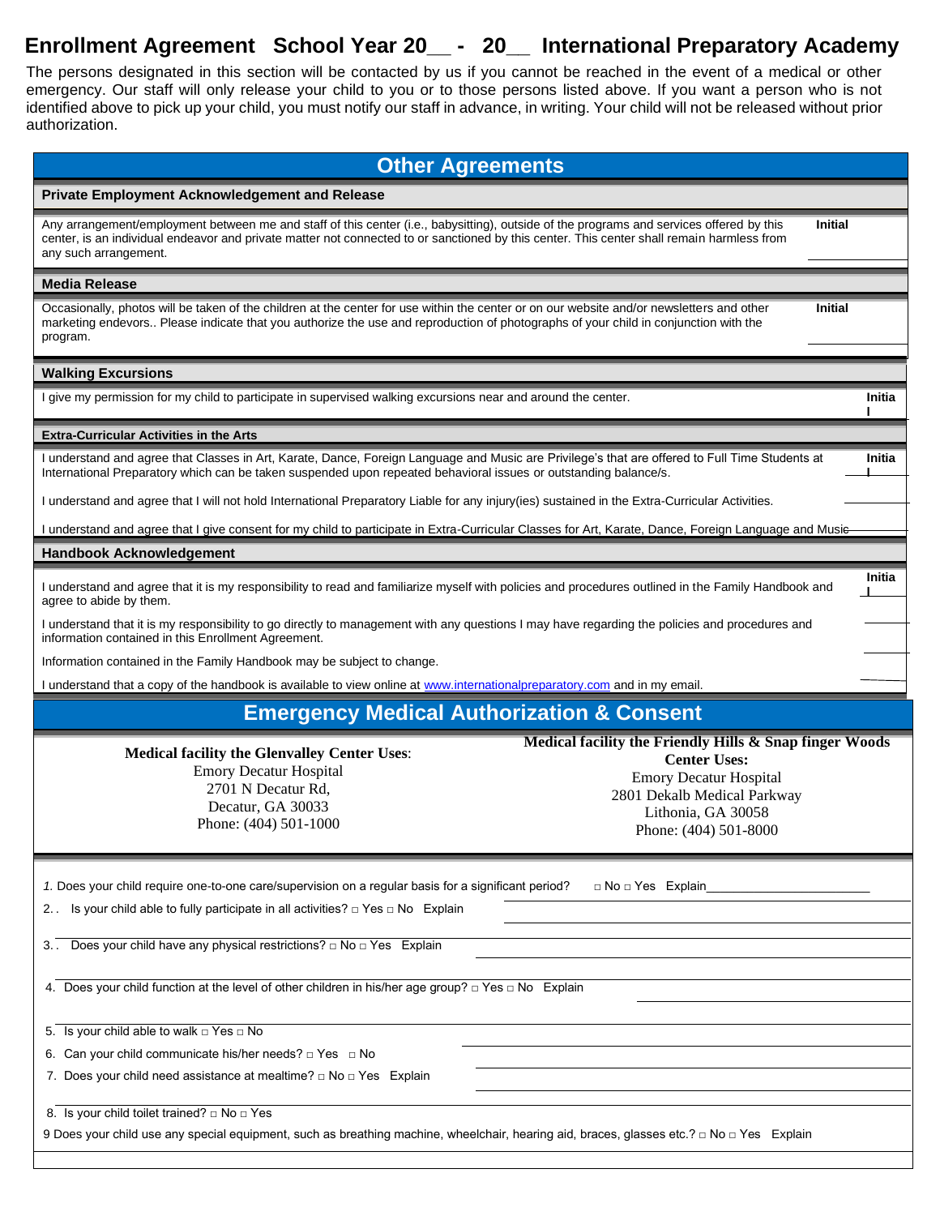# Enrollment Agreement School Year 20__ - 20__ International Preparatory Academy

The persons designated in this section will be contacted by us if you cannot be reached in the event of a medical or other emergency. Our staff will only release your child to you or to those persons listed above. If you want a person who is not identified above to pick up your child, you must notify our staff in advance, in writing. Your child will not be released without prior authorization.

## Other Agreements

### Private Employment Acknowledgement and Release

Any arrangement/employment between me and staff of this center (i.e., babysitting), outside of the programs and services offered by this center, is an individual endeavor and private matter not connected to or sanctioned by this center. This center shall remain harmless from any such arrangement. **Initial** ________

### Media Release

Occasionally, photos will be taken of the children at the center for use within the center or on our website and/or newsletters and other marketing endevors.. Please indicate that you authorize the use and reproduction of photographs of your child in conjunction with the program. **Initial** ________

### Walking Excursions

I give my permission for my child to participate in supervised walking excursions near and around the center. **Initial** ________

### Extra-Curricular Activities in the Arts

I understand and agree that Classes in Art, Karate, Dance, Foreign Language and Music are Privilege's that are offered to Full Time Students at International Preparatory which can be taken suspended upon repeated behavioral issues or outstanding balance/s. **Initial** ________

I understand and agree that I will not hold International Preparatory Liable for any injury(ies) sustained in the Extra-Curricular Activities. ________

I understand and agree that I give consent for my child to participate in Extra-Curricular Classes for Art, Karate, Dance, Foreign Language and Music ________

### Handbook Acknowledgement

I understand and agree that it is my responsibility to read and familiarize myself with policies and procedures outlined in the Family Handbook and agree to abide by them. **Initial** ________

I understand that it is my responsibility to go directly to management with any questions I may have regarding the policies and procedures and information contained in this Enrollment Agreement. ________

Information contained in the Family Handbook may be subject to change. ________

I understand that a copy of the handbook is available to view online at www.internationalpreparatory.com and in my email. ________

## Emergency Medical Authorization & Consent

**Medical facility the Glenvalley Center Uses:**
Emory Decatur Hospital
2701 N Decatur Rd,
Decatur, GA 30033
Phone: (404) 501-1000

**Medical facility the Friendly Hills & Snap finger Woods Center Uses:**
Emory Decatur Hospital
2801 Dekalb Medical Parkway
Lithonia, GA 30058
Phone: (404) 501-8000

1. Does your child require one-to-one care/supervision on a regular basis for a significant period? □ No □ Yes Explain________________________
2. Is your child able to fully participate in all activities? □ Yes □ No Explain ________________________
3. Does your child have any physical restrictions? □ No □ Yes Explain ________________________
4. Does your child function at the level of other children in his/her age group? □ Yes □ No Explain ________________________
5. Is your child able to walk □ Yes □ No ________________________
6. Can your child communicate his/her needs? □ Yes □ No ________________________
7. Does your child need assistance at mealtime? □ No □ Yes Explain ________________________
8. Is your child toilet trained? □ No □ Yes
9. Does your child use any special equipment, such as breathing machine, wheelchair, hearing aid, braces, glasses etc.? □ No □ Yes Explain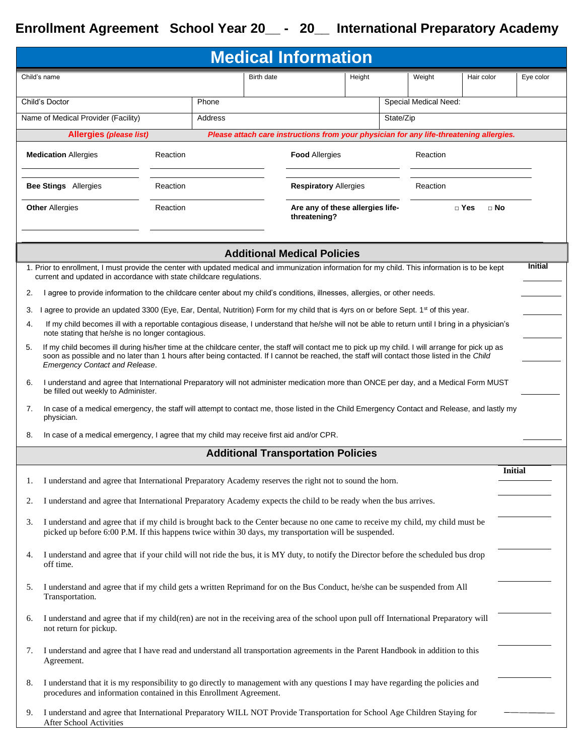# Enrollment Agreement School Year 20__ - 20__ International Preparatory Academy

## Medical Information

| Child's name | Birth date | Height | Weight | Hair color | Eye color |
|---|---|---|---|---|---|
| | | | | | |

| Child's Doctor | Phone | Special Medical Need: |
|---|---|---|
| Name of Medical Provider (Facility) | Address | State/Zip |

**Allergies** *(please list)* ***Please attach care instructions from your physician for any life-threatening allergies.***

| | | | |
|---|---|---|---|
| **Medication** Allergies | Reaction | **Food** Allergies | Reaction |
| **Bee Stings** Allergies | Reaction | **Respiratory** Allergies | Reaction |
| **Other** Allergies | Reaction | **Are any of these allergies life-threatening?** | □ **Yes** □ **No** |

## Additional Medical Policies

| | Initial |
|---|---|
| 1. Prior to enrollment, I must provide the center with updated medical and immunization information for my child. This information is to be kept current and updated in accordance with state childcare regulations. | ________ |
| 2. I agree to provide information to the childcare center about my child's conditions, illnesses, allergies, or other needs. | ________ |
| 3. I agree to provide an updated 3300 (Eye, Ear, Dental, Nutrition) Form for my child that is 4yrs on or before Sept. 1st of this year. | ________ |
| 4. If my child becomes ill with a reportable contagious disease, I understand that he/she will not be able to return until I bring in a physician's note stating that he/she is no longer contagious. | ________ |
| 5. If my child becomes ill during his/her time at the childcare center, the staff will contact me to pick up my child. I will arrange for pick up as soon as possible and no later than 1 hours after being contacted. If I cannot be reached, the staff will contact those listed in the *Child Emergency Contact and Release*. | ________ |
| 6. I understand and agree that International Preparatory will not administer medication more than ONCE per day, and a Medical Form MUST be filled out weekly to Administer. | ________ |
| 7. In case of a medical emergency, the staff will attempt to contact me, those listed in the Child Emergency Contact and Release, and lastly my physician. | |
| 8. In case of a medical emergency, I agree that my child may receive first aid and/or CPR. | ________ |

## Additional Transportation Policies

| | Initial |
|---|---|
| 1. I understand and agree that International Preparatory Academy reserves the right not to sound the horn. | ________ |
| 2. I understand and agree that International Preparatory Academy expects the child to be ready when the bus arrives. | ________ |
| 3. I understand and agree that if my child is brought back to the Center because no one came to receive my child, my child must be picked up before 6:00 P.M. If this happens twice within 30 days, my transportation will be suspended. | ________ |
| 4. I understand and agree that if your child will not ride the bus, it is MY duty, to notify the Director before the scheduled bus drop off time. | ________ |
| 5. I understand and agree that if my child gets a written Reprimand for on the Bus Conduct, he/she can be suspended from All Transportation. | ________ |
| 6. I understand and agree that if my child(ren) are not in the receiving area of the school upon pull off International Preparatory will not return for pickup. | ________ |
| 7. I understand and agree that I have read and understand all transportation agreements in the Parent Handbook in addition to this Agreement. | ________ |
| 8. I understand that it is my responsibility to go directly to management with any questions I may have regarding the policies and procedures and information contained in this Enrollment Agreement. | ________ |
| 9. I understand and agree that International Preparatory WILL NOT Provide Transportation for School Age Children Staying for After School Activities | ________ |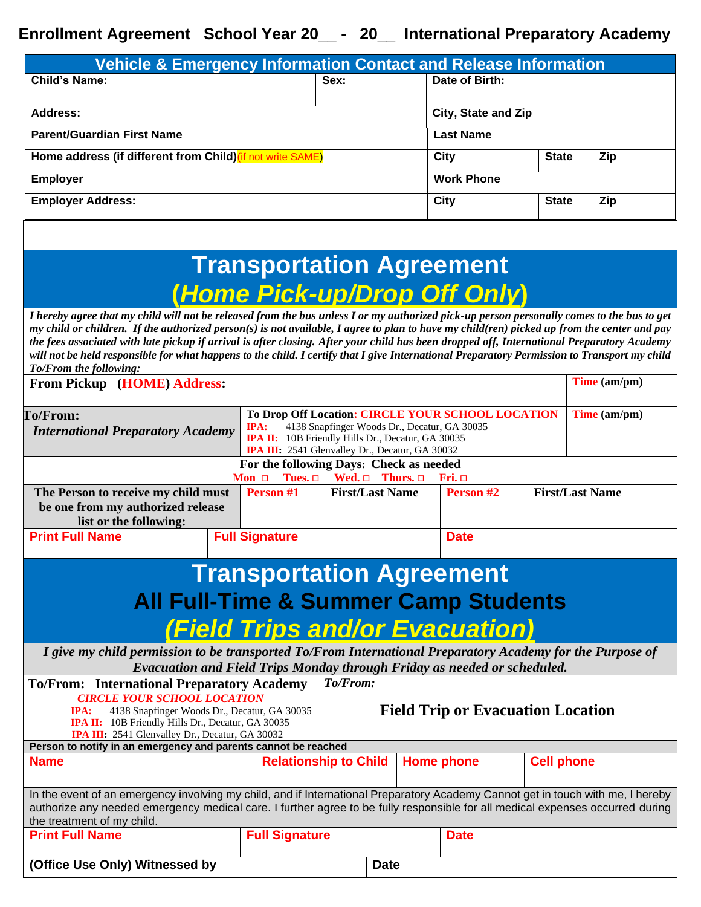# Enrollment Agreement School Year 20__ - 20__ International Preparatory Academy

## Vehicle & Emergency Information Contact and Release Information

| | | | | |
|---|---|---|---|---|
| **Child's Name:** | **Sex:** | **Date of Birth:** | | |
| **Address:** | | **City, State and Zip** | | |
| **Parent/Guardian First Name** | | **Last Name** | | |
| **Home address (if different from Child)** (if not write SAME) | | **City** | **State** | **Zip** |
| **Employer** | | **Work Phone** | | |
| **Employer Address:** | | **City** | **State** | **Zip** |

# Transportation Agreement
## (*Home Pick-up/Drop Off Only*)

***I hereby agree that my child will not be released from the bus unless I or my authorized pick-up person personally comes to the bus to get my child or children. If the authorized person(s) is not available, I agree to plan to have my child(ren) picked up from the center and pay the fees associated with late pickup if arrival is after closing. After your child has been dropped off, International Preparatory Academy will not be held responsible for what happens to the child. I certify that I give International Preparatory Permission to Transport my child To/From the following:***

| | | |
|---|---|---|
| **From Pickup (HOME) Address:** | | **Time (am/pm)** |
| **To/From:** *International Preparatory Academy* | **To Drop Off Location: CIRCLE YOUR SCHOOL LOCATION**<br>**IPA:** 4138 Snapfinger Woods Dr., Decatur, GA 30035<br>**IPA II:** 10B Friendly Hills Dr., Decatur, GA 30035<br>**IPA III:** 2541 Glenvalley Dr., Decatur, GA 30032 | **Time (am/pm)** |

**For the following Days: Check as needed**
**Mon ☐ Tues. ☐ Wed. ☐ Thurs. ☐ Fri. ☐**

| | | |
|---|---|---|
| **The Person to receive my child must be one from my authorized release list or the following:** | **Person #1** **First/Last Name** | **Person #2** **First/Last Name** |
| **Print Full Name** | **Full Signature** | **Date** |

# Transportation Agreement
## All Full-Time & Summer Camp Students
## *(Field Trips and/or Evacuation)*

***I give my child permission to be transported To/From International Preparatory Academy for the Purpose of Evacuation and Field Trips Monday through Friday as needed or scheduled.***

| | |
|---|---|
| **To/From: International Preparatory Academy**<br>***CIRCLE YOUR SCHOOL LOCATION***<br>**IPA:** 4138 Snapfinger Woods Dr., Decatur, GA 30035<br>**IPA II:** 10B Friendly Hills Dr., Decatur, GA 30035<br>**IPA III:** 2541 Glenvalley Dr., Decatur, GA 30032 | ***To/From:***<br>**Field Trip or Evacuation Location** |

**Person to notify in an emergency and parents cannot be reached**

| **Name** | **Relationship to Child** | **Home phone** | **Cell phone** |
|---|---|---|---|
| | | | |

In the event of an emergency involving my child, and if International Preparatory Academy Cannot get in touch with me, I hereby authorize any needed emergency medical care. I further agree to be fully responsible for all medical expenses occurred during the treatment of my child.

| **Print Full Name** | **Full Signature** | **Date** |
|---|---|---|
| | | |

| **(Office Use Only) Witnessed by** | **Date** |
|---|---|
| | |